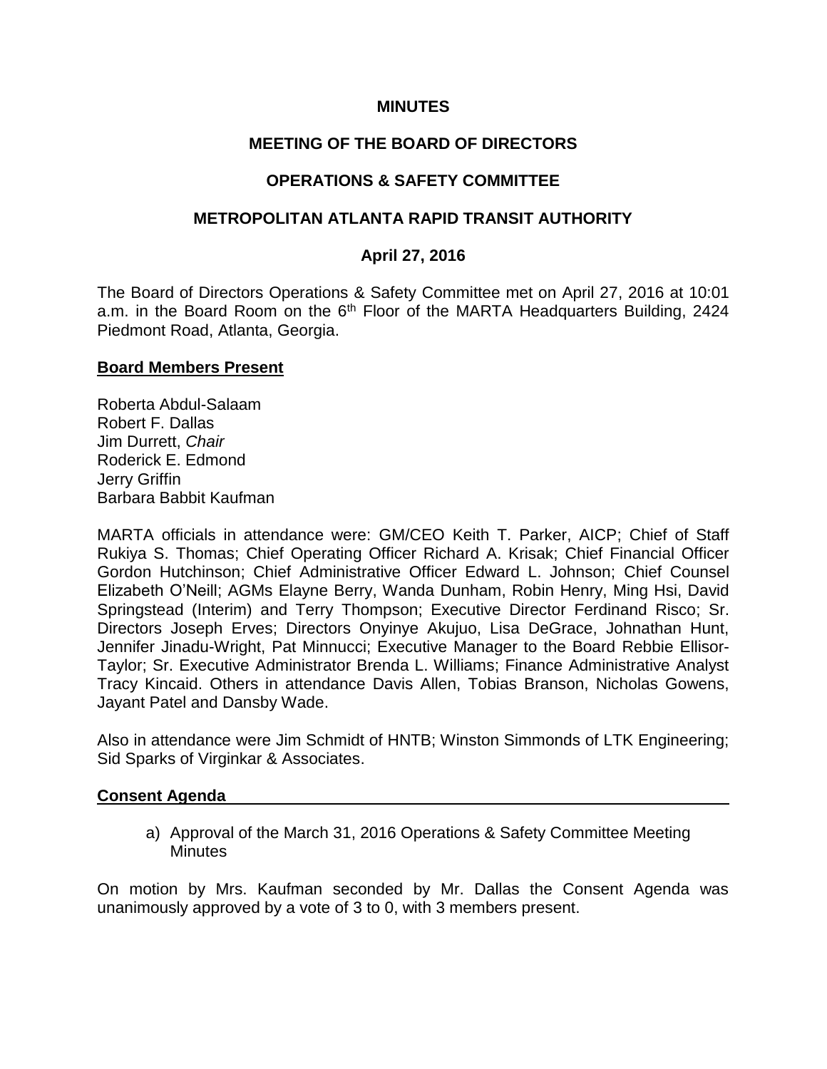**MINUTES**

**MEETING OF THE BOARD OF DIRECTORS**

**OPERATIONS & SAFETY COMMITTEE**

**METROPOLITAN ATLANTA RAPID TRANSIT AUTHORITY**

**April 27, 2016**

The Board of Directors Operations & Safety Committee met on April 27, 2016 at 10:01 a.m. in the Board Room on the 6th Floor of the MARTA Headquarters Building, 2424 Piedmont Road, Atlanta, Georgia.

**Board Members Present**

Roberta Abdul-Salaam
Robert F. Dallas
Jim Durrett, *Chair*
Roderick E. Edmond
Jerry Griffin
Barbara Babbit Kaufman

MARTA officials in attendance were: GM/CEO Keith T. Parker, AICP; Chief of Staff Rukiya S. Thomas; Chief Operating Officer Richard A. Krisak; Chief Financial Officer Gordon Hutchinson; Chief Administrative Officer Edward L. Johnson; Chief Counsel Elizabeth O'Neill; AGMs Elayne Berry, Wanda Dunham, Robin Henry, Ming Hsi, David Springstead (Interim) and Terry Thompson; Executive Director Ferdinand Risco; Sr. Directors Joseph Erves; Directors Onyinye Akujuo, Lisa DeGrace, Johnathan Hunt, Jennifer Jinadu-Wright, Pat Minnucci; Executive Manager to the Board Rebbie Ellisor-Taylor; Sr. Executive Administrator Brenda L. Williams; Finance Administrative Analyst Tracy Kincaid. Others in attendance Davis Allen, Tobias Branson, Nicholas Gowens, Jayant Patel and Dansby Wade.

Also in attendance were Jim Schmidt of HNTB; Winston Simmonds of LTK Engineering; Sid Sparks of Virginkar & Associates.

**Consent Agenda**

a) Approval of the March 31, 2016 Operations & Safety Committee Meeting Minutes

On motion by Mrs. Kaufman seconded by Mr. Dallas the Consent Agenda was unanimously approved by a vote of 3 to 0, with 3 members present.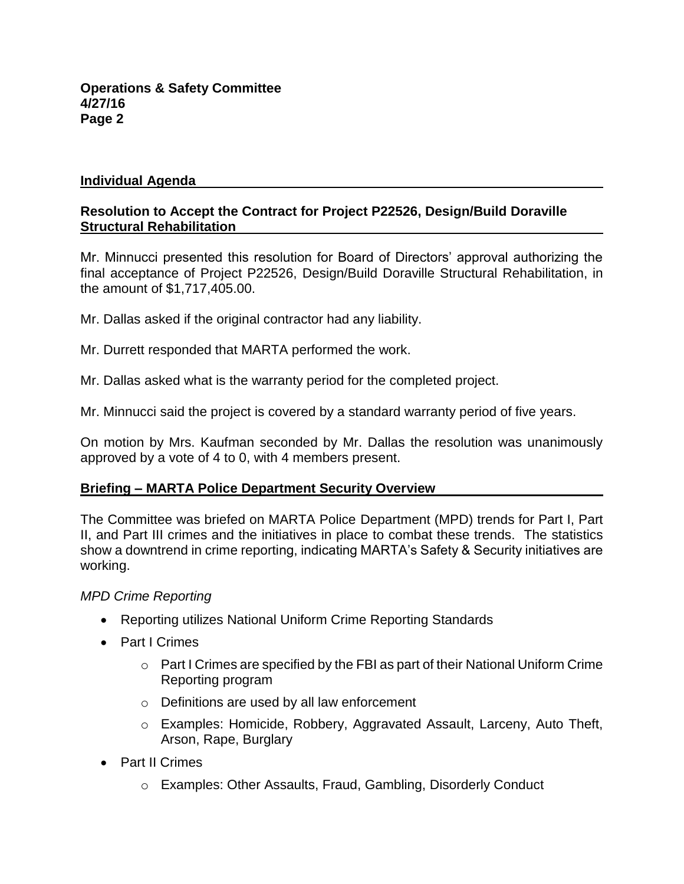## Individual Agenda

### Resolution to Accept the Contract for Project P22526, Design/Build Doraville Structural Rehabilitation

Mr. Minnucci presented this resolution for Board of Directors' approval authorizing the final acceptance of Project P22526, Design/Build Doraville Structural Rehabilitation, in the amount of $1,717,405.00.

Mr. Dallas asked if the original contractor had any liability.

Mr. Durrett responded that MARTA performed the work.

Mr. Dallas asked what is the warranty period for the completed project.

Mr. Minnucci said the project is covered by a standard warranty period of five years.

On motion by Mrs. Kaufman seconded by Mr. Dallas the resolution was unanimously approved by a vote of 4 to 0, with 4 members present.

### Briefing – MARTA Police Department Security Overview

The Committee was briefed on MARTA Police Department (MPD) trends for Part I, Part II, and Part III crimes and the initiatives in place to combat these trends. The statistics show a downtrend in crime reporting, indicating MARTA's Safety & Security initiatives are working.

*MPD Crime Reporting*

- Reporting utilizes National Uniform Crime Reporting Standards
- Part I Crimes
  - Part I Crimes are specified by the FBI as part of their National Uniform Crime Reporting program
  - Definitions are used by all law enforcement
  - Examples: Homicide, Robbery, Aggravated Assault, Larceny, Auto Theft, Arson, Rape, Burglary
- Part II Crimes
  - Examples: Other Assaults, Fraud, Gambling, Disorderly Conduct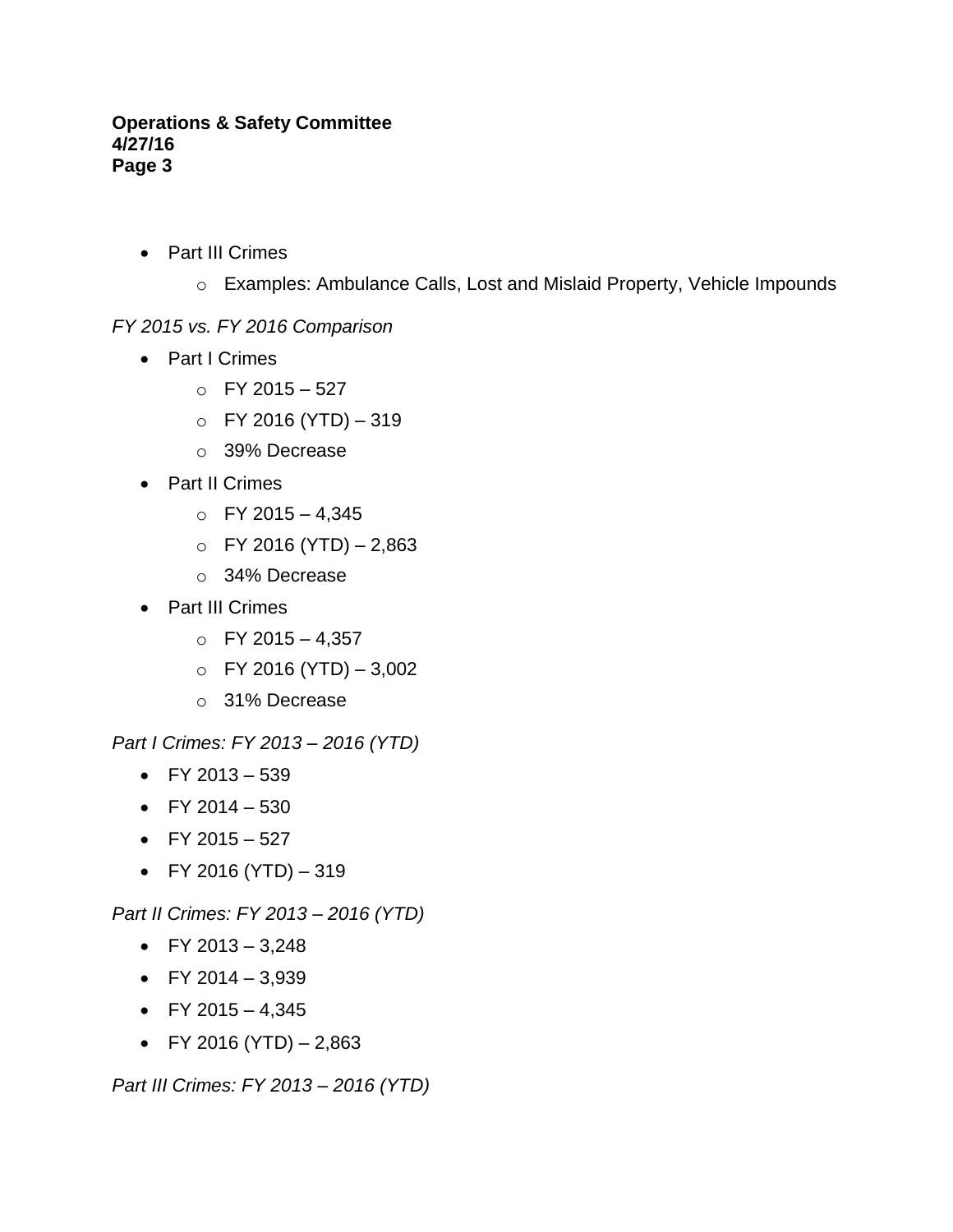- Part III Crimes
  - Examples: Ambulance Calls, Lost and Mislaid Property, Vehicle Impounds

*FY 2015 vs. FY 2016 Comparison*

- Part I Crimes
  - FY 2015 – 527
  - FY 2016 (YTD) – 319
  - 39% Decrease
- Part II Crimes
  - FY 2015 – 4,345
  - FY 2016 (YTD) – 2,863
  - 34% Decrease
- Part III Crimes
  - FY 2015 – 4,357
  - FY 2016 (YTD) – 3,002
  - 31% Decrease

*Part I Crimes: FY 2013 – 2016 (YTD)*

- FY 2013 – 539
- FY 2014 – 530
- FY 2015 – 527
- FY 2016 (YTD) – 319

*Part II Crimes: FY 2013 – 2016 (YTD)*

- FY 2013 – 3,248
- FY 2014 – 3,939
- FY 2015 – 4,345
- FY 2016 (YTD) – 2,863

*Part III Crimes: FY 2013 – 2016 (YTD)*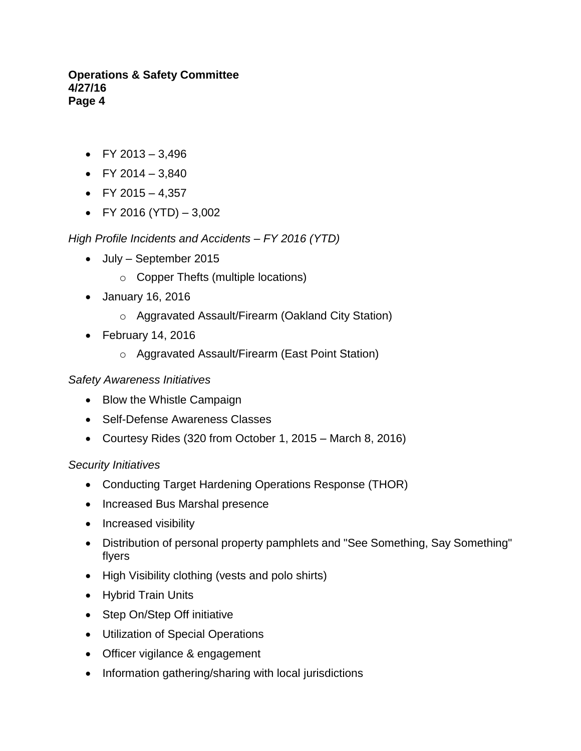- FY 2013 – 3,496
- FY 2014 – 3,840
- FY 2015 – 4,357
- FY 2016 (YTD) – 3,002

*High Profile Incidents and Accidents – FY 2016 (YTD)*

- July – September 2015
  - Copper Thefts (multiple locations)
- January 16, 2016
  - Aggravated Assault/Firearm (Oakland City Station)
- February 14, 2016
  - Aggravated Assault/Firearm (East Point Station)

*Safety Awareness Initiatives*

- Blow the Whistle Campaign
- Self-Defense Awareness Classes
- Courtesy Rides (320 from October 1, 2015 – March 8, 2016)

*Security Initiatives*

- Conducting Target Hardening Operations Response (THOR)
- Increased Bus Marshal presence
- Increased visibility
- Distribution of personal property pamphlets and "See Something, Say Something" flyers
- High Visibility clothing (vests and polo shirts)
- Hybrid Train Units
- Step On/Step Off initiative
- Utilization of Special Operations
- Officer vigilance & engagement
- Information gathering/sharing with local jurisdictions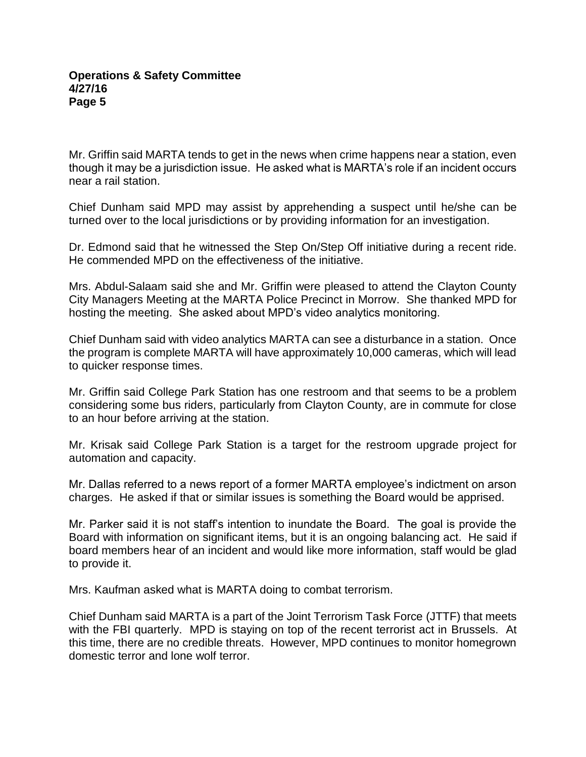Mr. Griffin said MARTA tends to get in the news when crime happens near a station, even though it may be a jurisdiction issue. He asked what is MARTA's role if an incident occurs near a rail station.

Chief Dunham said MPD may assist by apprehending a suspect until he/she can be turned over to the local jurisdictions or by providing information for an investigation.

Dr. Edmond said that he witnessed the Step On/Step Off initiative during a recent ride. He commended MPD on the effectiveness of the initiative.

Mrs. Abdul-Salaam said she and Mr. Griffin were pleased to attend the Clayton County City Managers Meeting at the MARTA Police Precinct in Morrow. She thanked MPD for hosting the meeting. She asked about MPD's video analytics monitoring.

Chief Dunham said with video analytics MARTA can see a disturbance in a station. Once the program is complete MARTA will have approximately 10,000 cameras, which will lead to quicker response times.

Mr. Griffin said College Park Station has one restroom and that seems to be a problem considering some bus riders, particularly from Clayton County, are in commute for close to an hour before arriving at the station.

Mr. Krisak said College Park Station is a target for the restroom upgrade project for automation and capacity.

Mr. Dallas referred to a news report of a former MARTA employee's indictment on arson charges. He asked if that or similar issues is something the Board would be apprised.

Mr. Parker said it is not staff's intention to inundate the Board. The goal is provide the Board with information on significant items, but it is an ongoing balancing act. He said if board members hear of an incident and would like more information, staff would be glad to provide it.

Mrs. Kaufman asked what is MARTA doing to combat terrorism.

Chief Dunham said MARTA is a part of the Joint Terrorism Task Force (JTTF) that meets with the FBI quarterly. MPD is staying on top of the recent terrorist act in Brussels. At this time, there are no credible threats. However, MPD continues to monitor homegrown domestic terror and lone wolf terror.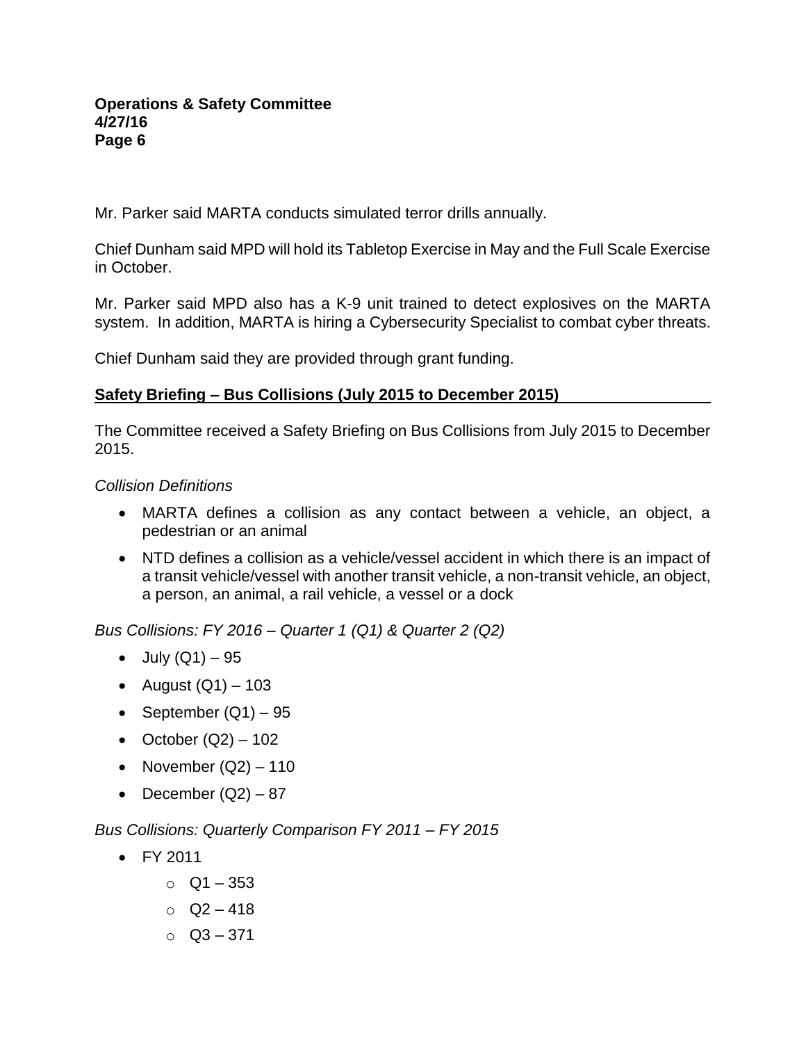Mr. Parker said MARTA conducts simulated terror drills annually.

Chief Dunham said MPD will hold its Tabletop Exercise in May and the Full Scale Exercise in October.

Mr. Parker said MPD also has a K-9 unit trained to detect explosives on the MARTA system. In addition, MARTA is hiring a Cybersecurity Specialist to combat cyber threats.

Chief Dunham said they are provided through grant funding.

## Safety Briefing – Bus Collisions (July 2015 to December 2015)

The Committee received a Safety Briefing on Bus Collisions from July 2015 to December 2015.

*Collision Definitions*

- MARTA defines a collision as any contact between a vehicle, an object, a pedestrian or an animal
- NTD defines a collision as a vehicle/vessel accident in which there is an impact of a transit vehicle/vessel with another transit vehicle, a non-transit vehicle, an object, a person, an animal, a rail vehicle, a vessel or a dock

*Bus Collisions: FY 2016 – Quarter 1 (Q1) & Quarter 2 (Q2)*

- July (Q1) – 95
- August (Q1) – 103
- September (Q1) – 95
- October (Q2) – 102
- November (Q2) – 110
- December (Q2) – 87

*Bus Collisions: Quarterly Comparison FY 2011 – FY 2015*

- FY 2011
  - Q1 – 353
  - Q2 – 418
  - Q3 – 371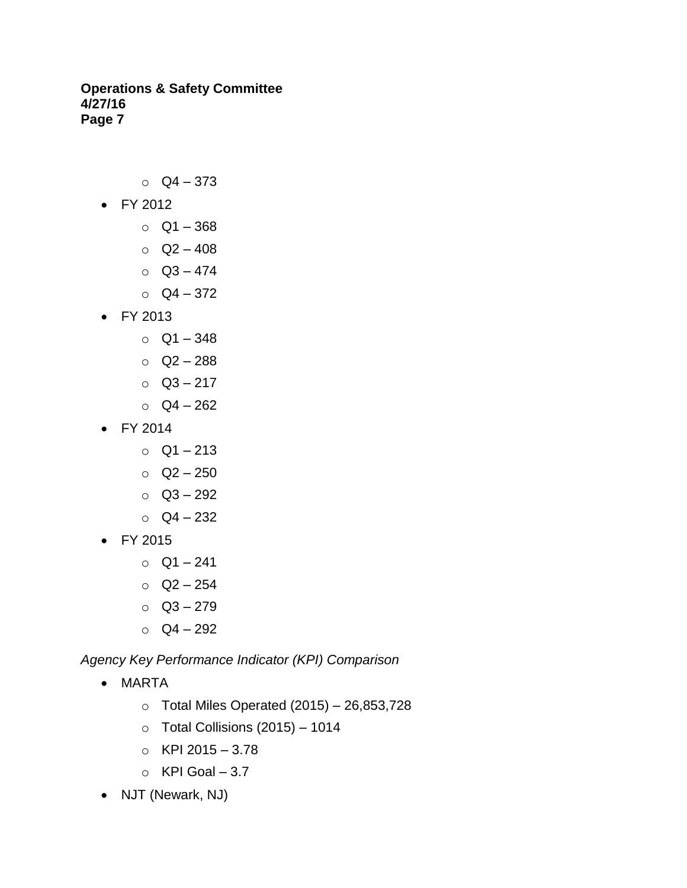- Q4 – 373
- FY 2012
  - Q1 – 368
  - Q2 – 408
  - Q3 – 474
  - Q4 – 372
- FY 2013
  - Q1 – 348
  - Q2 – 288
  - Q3 – 217
  - Q4 – 262
- FY 2014
  - Q1 – 213
  - Q2 – 250
  - Q3 – 292
  - Q4 – 232
- FY 2015
  - Q1 – 241
  - Q2 – 254
  - Q3 – 279
  - Q4 – 292

*Agency Key Performance Indicator (KPI) Comparison*

- MARTA
  - Total Miles Operated (2015) – 26,853,728
  - Total Collisions (2015) – 1014
  - KPI 2015 – 3.78
  - KPI Goal – 3.7
- NJT (Newark, NJ)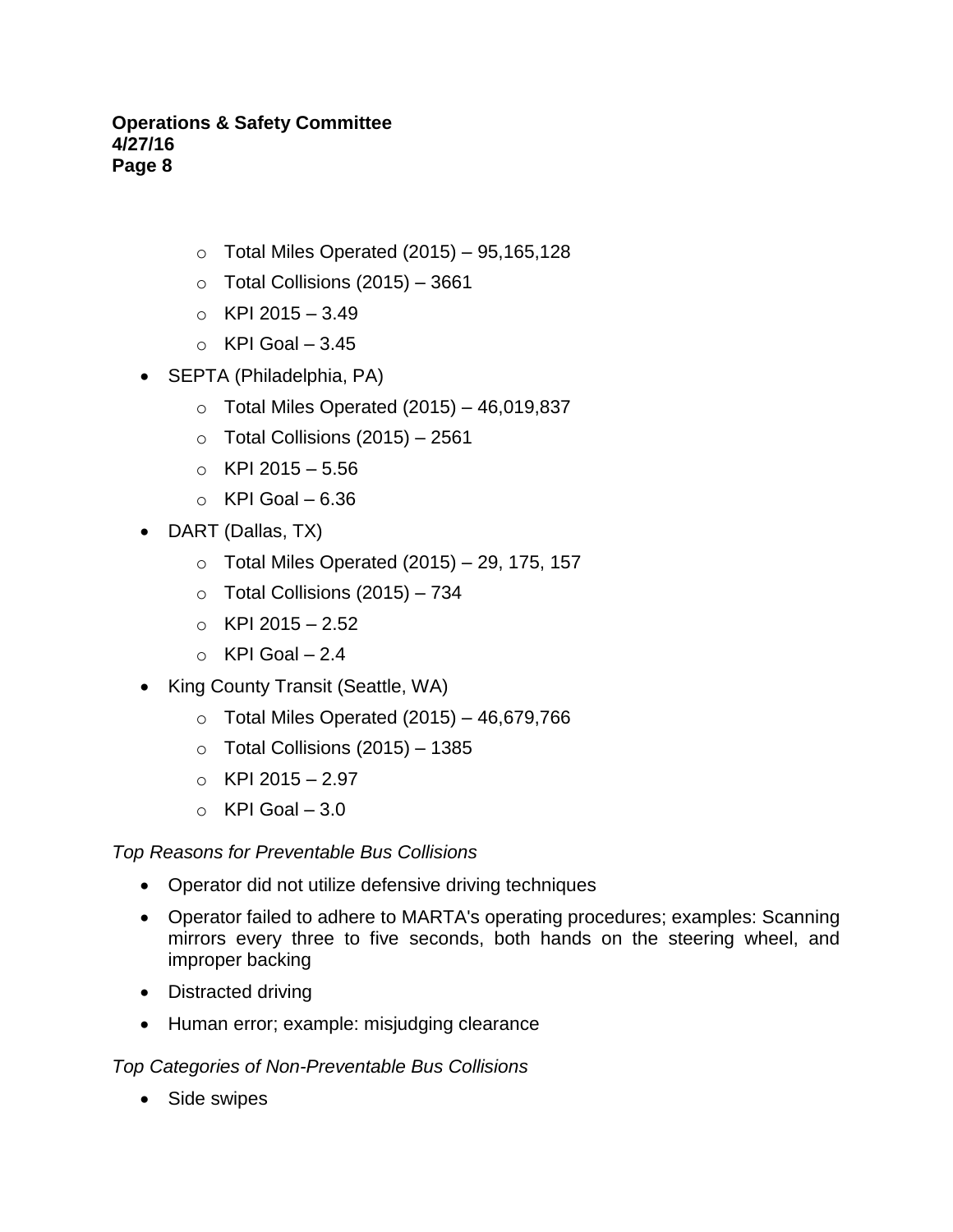- Total Miles Operated (2015) – 95,165,128
  - Total Collisions (2015) – 3661
  - KPI 2015 – 3.49
  - KPI Goal – 3.45
- SEPTA (Philadelphia, PA)
  - Total Miles Operated (2015) – 46,019,837
  - Total Collisions (2015) – 2561
  - KPI 2015 – 5.56
  - KPI Goal – 6.36
- DART (Dallas, TX)
  - Total Miles Operated (2015) – 29, 175, 157
  - Total Collisions (2015) – 734
  - KPI 2015 – 2.52
  - KPI Goal – 2.4
- King County Transit (Seattle, WA)
  - Total Miles Operated (2015) – 46,679,766
  - Total Collisions (2015) – 1385
  - KPI 2015 – 2.97
  - KPI Goal – 3.0

*Top Reasons for Preventable Bus Collisions*

- Operator did not utilize defensive driving techniques
- Operator failed to adhere to MARTA's operating procedures; examples: Scanning mirrors every three to five seconds, both hands on the steering wheel, and improper backing
- Distracted driving
- Human error; example: misjudging clearance

*Top Categories of Non-Preventable Bus Collisions*

- Side swipes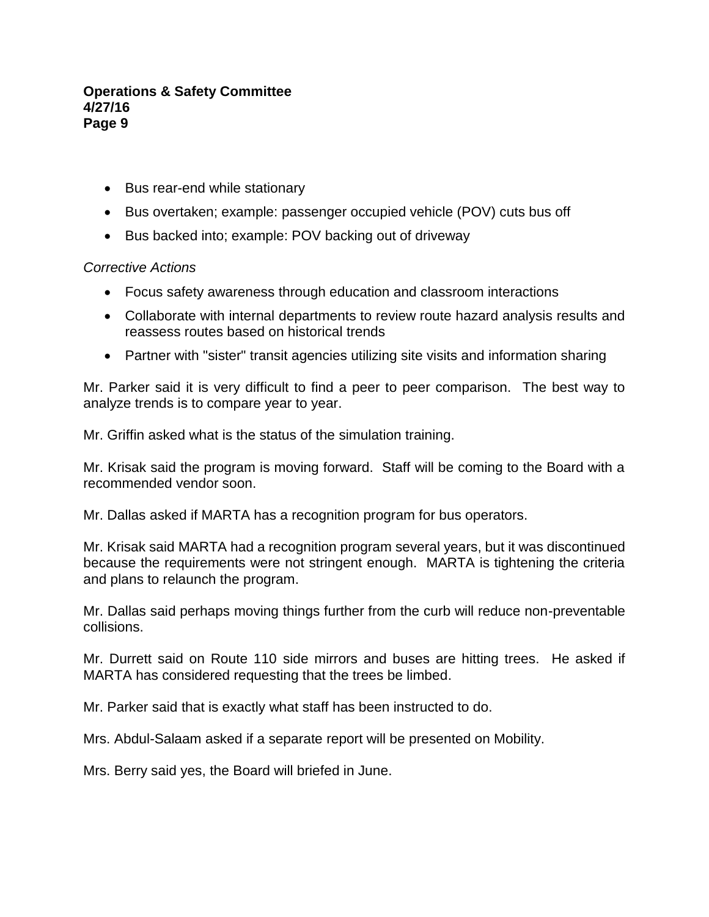- Bus rear-end while stationary
- Bus overtaken; example: passenger occupied vehicle (POV) cuts bus off
- Bus backed into; example: POV backing out of driveway

*Corrective Actions*

- Focus safety awareness through education and classroom interactions
- Collaborate with internal departments to review route hazard analysis results and reassess routes based on historical trends
- Partner with "sister" transit agencies utilizing site visits and information sharing

Mr. Parker said it is very difficult to find a peer to peer comparison. The best way to analyze trends is to compare year to year.

Mr. Griffin asked what is the status of the simulation training.

Mr. Krisak said the program is moving forward. Staff will be coming to the Board with a recommended vendor soon.

Mr. Dallas asked if MARTA has a recognition program for bus operators.

Mr. Krisak said MARTA had a recognition program several years, but it was discontinued because the requirements were not stringent enough. MARTA is tightening the criteria and plans to relaunch the program.

Mr. Dallas said perhaps moving things further from the curb will reduce non-preventable collisions.

Mr. Durrett said on Route 110 side mirrors and buses are hitting trees. He asked if MARTA has considered requesting that the trees be limbed.

Mr. Parker said that is exactly what staff has been instructed to do.

Mrs. Abdul-Salaam asked if a separate report will be presented on Mobility.

Mrs. Berry said yes, the Board will briefed in June.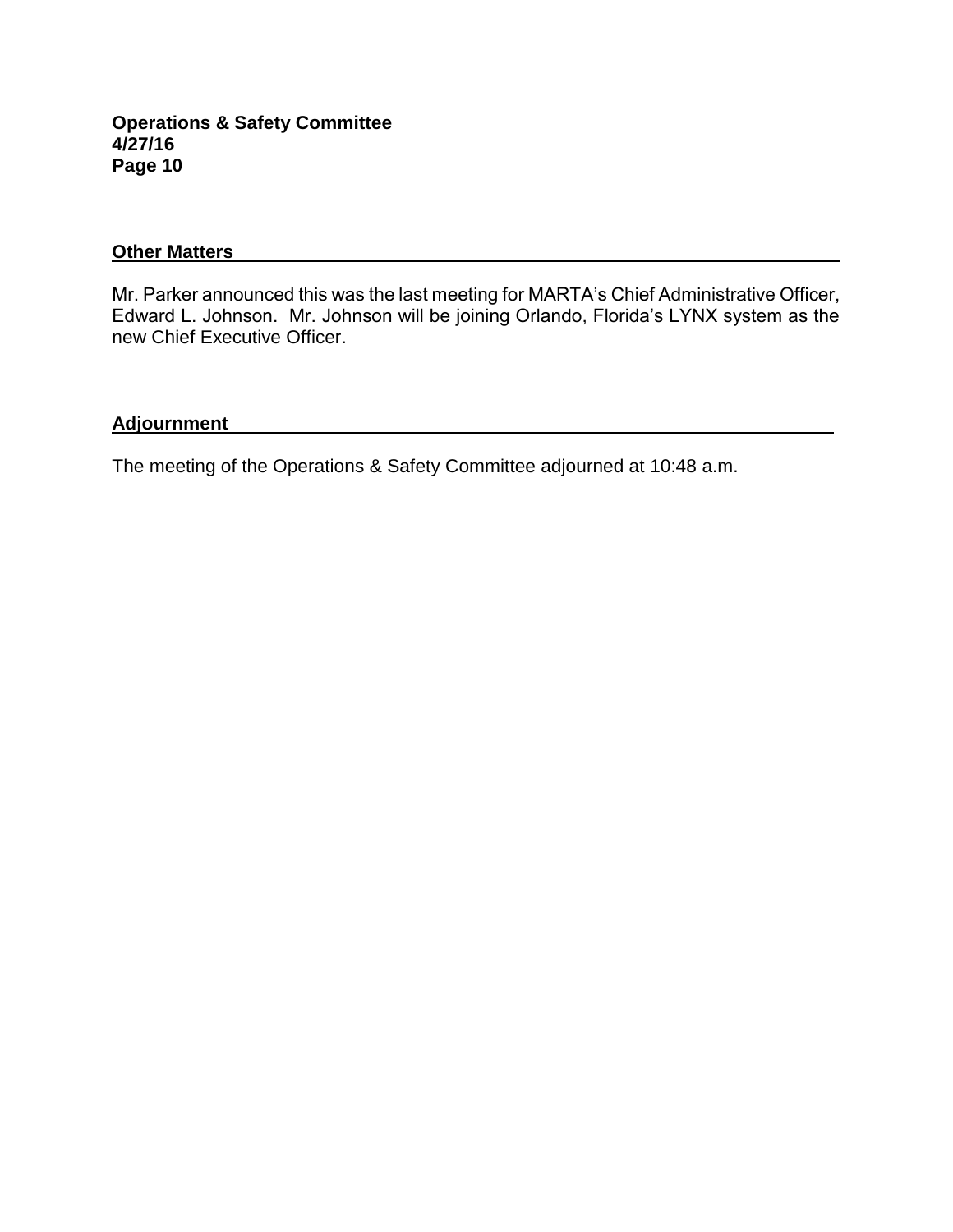## Other Matters

Mr. Parker announced this was the last meeting for MARTA's Chief Administrative Officer, Edward L. Johnson. Mr. Johnson will be joining Orlando, Florida's LYNX system as the new Chief Executive Officer.

## Adjournment

The meeting of the Operations & Safety Committee adjourned at 10:48 a.m.